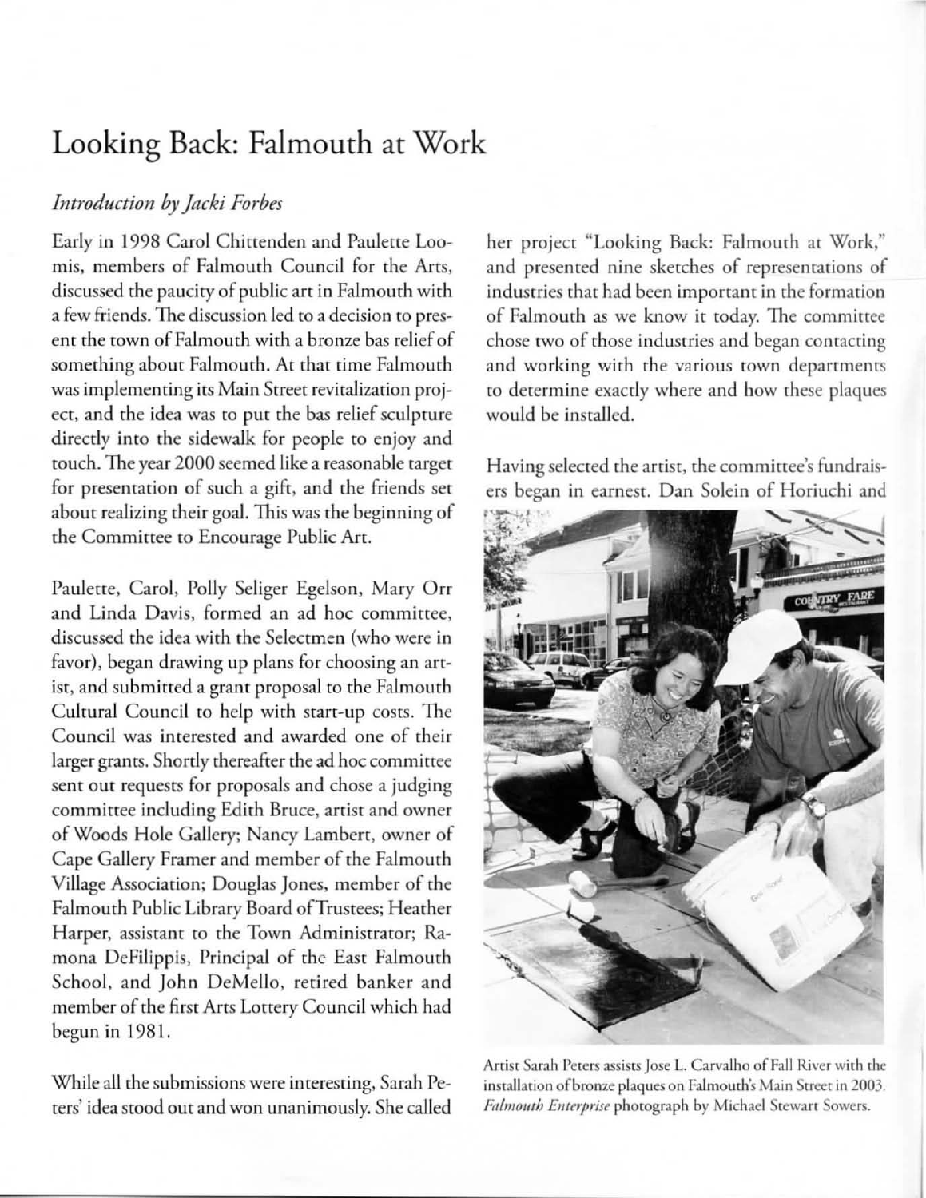# Looking Back: Falmouth at Work

*Introduction by Jacki Forbes*

Early in 1998 Carol Chittenden and Paulette Loomis, members of Falmouth Council for the Arts, discussed the paucity of public art in Falmouth with a few friends. The discussion led to a decision to present the town of Falmouth with a bronze bas relief of something about Falmouth. At that time Falmouth was implementing its Main Street revitalization project, and the idea was to put the bas relief sculpture directly into the sidewalk for people to enjoy and touch. The year 2000 seemed like a reasonable target for presentation of such a gift, and the friends set about realizing their goal. This was the beginning of the Committee to Encourage Public Art.

Paulette, Carol, Polly Seliger Egelson, Mary Orr and Linda Davis, formed an ad hoc committee, discussed the idea with the Selectmen (who were in favor), began drawing up plans for choosing an artist, and submitted a grant proposal to the Falmouth Cultural Council to help with start-up costs. The Council was interested and awarded one of their larger grants. Shortly thereafter the ad hoc committee sent out requests for proposals and chose a judging committee including Edith Bruce, artist and owner of Woods Hole Gallery; Nancy Lambert, owner of Cape Gallery Framer and member of the Falmouth Village Association; Douglas Jones, member of the Falmouth Public Library Board of Trustees; Heather Harper, assistant to the Town Administrator; Ramona DeFilippis, Principal of the East Falmouth School, and John DeMello, retired banker and member of the first Arts Lottery Council which had begun in 1981.

While all the submissions were interesting, Sarah Peters' idea stood out and won unanimously. She called her project "Looking Back: Falmouth at Work," and presented nine sketches of representations of industries that had been important in the formation of Falmouth as we know it today. The committee chose two of those industries and began contacting and working with the various town departments to determine exactly where and how these plaques would be installed.

Having selected the artist, the committee's fundraisers began in earnest. Dan Solein of Horiuchi and

Artist Sarah Peters assists Jose L. Carvalho of Fall River with the installation of bronze plaques on Falmouth's Main Street in 2003. *Falmouth Enterprise* photograph by Michael Stewart Sowers.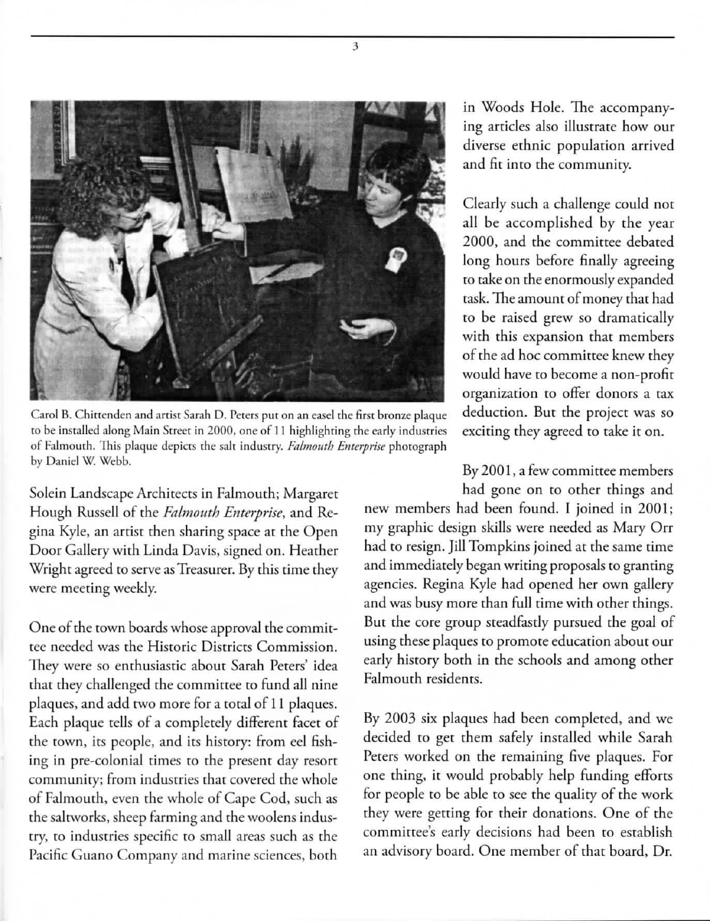Carol B. Chittenden and artist Sarah D. Peters put on an easel the first bronze plaque to be installed along Main Street in 2000, one of 11 highlighting the early industries of Falmouth. This plaque depicts the salt industry. *Falmouth Enterprise* photograph by Daniel W. Webb.

Solein Landscape Architects in Falmouth; Margaret Hough Russell of the *Falmouth Enterprise*, and Regina Kyle, an artist then sharing space at the Open Door Gallery with Linda Davis, signed on. Heather Wright agreed to serve as Treasurer. By this time they were meeting weekly.

One of the town boards whose approval the committee needed was the Historic Districts Commission. They were so enthusiastic about Sarah Peters' idea that they challenged the committee to fund all nine plaques, and add two more for a total of 11 plaques. Each plaque tells of a completely different facet of the town, its people, and its history: from eel fishing in pre-colonial times to the present day resort community; from industries that covered the whole of Falmouth, even the whole of Cape Cod, such as the saltworks, sheep farming and the woolens industry, to industries specific to small areas such as the Pacific Guano Company and marine sciences, both in Woods Hole. The accompanying articles also illustrate how our diverse ethnic population arrived and fit into the community.

Clearly such a challenge could not all be accomplished by the year 2000, and the committee debated long hours before finally agreeing to take on the enormously expanded task. The amount of money that had to be raised grew so dramatically with this expansion that members of the ad hoc committee knew they would have to become a non-profit organization to offer donors a tax deduction. But the project was so exciting they agreed to take it on.

By 2001, a few committee members had gone on to other things and new members had been found. I joined in 2001; my graphic design skills were needed as Mary Orr had to resign. Jill Tompkins joined at the same time and immediately began writing proposals to granting agencies. Regina Kyle had opened her own gallery and was busy more than full time with other things. But the core group steadfastly pursued the goal of using these plaques to promote education about our early history both in the schools and among other Falmouth residents.

By 2003 six plaques had been completed, and we decided to get them safely installed while Sarah Peters worked on the remaining five plaques. For one thing, it would probably help funding efforts for people to be able to see the quality of the work they were getting for their donations. One of the committee's early decisions had been to establish an advisory board. One member of that board, Dr.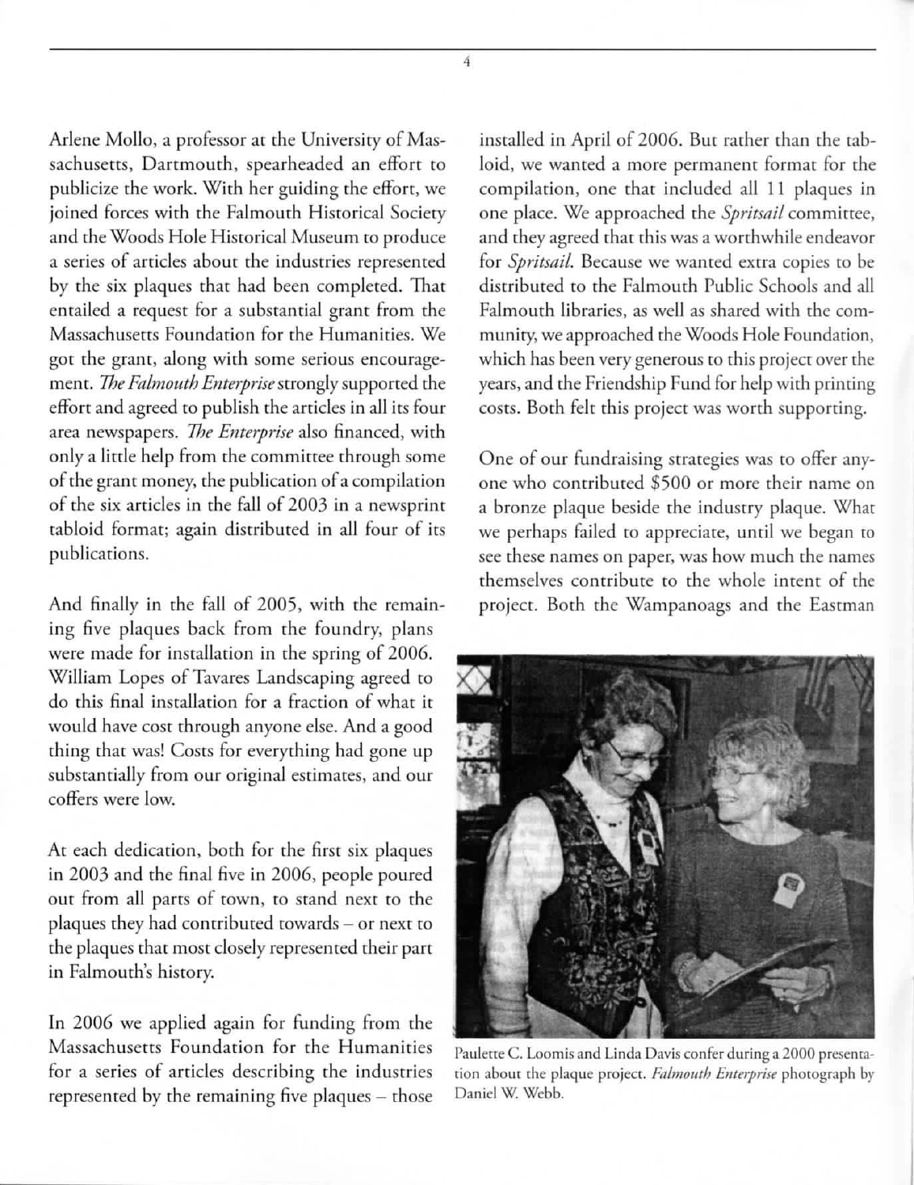Arlene Mollo, a professor at the University of Massachusetts, Dartmouth, spearheaded an effort to publicize the work. With her guiding the effort, we joined forces with the Falmouth Historical Society and the Woods Hole Historical Museum to produce a series of articles about the industries represented by the six plaques that had been completed. That entailed a request for a substantial grant from the Massachusetts Foundation for the Humanities. We got the grant, along with some serious encouragement. *The Falmouth Enterprise* strongly supported the effort and agreed to publish the articles in all its four area newspapers. *The Enterprise* also financed, with only a little help from the committee through some of the grant money, the publication of a compilation of the six articles in the fall of 2003 in a newsprint tabloid format; again distributed in all four of its publications.

And finally in the fall of 2005, with the remaining five plaques back from the foundry, plans were made for installation in the spring of 2006. William Lopes of Tavares Landscaping agreed to do this final installation for a fraction of what it would have cost through anyone else. And a good thing that was! Costs for everything had gone up substantially from our original estimates, and our coffers were low.

At each dedication, both for the first six plaques in 2003 and the final five in 2006, people poured out from all parts of town, to stand next to the plaques they had contributed towards – or next to the plaques that most closely represented their part in Falmouth's history.

In 2006 we applied again for funding from the Massachusetts Foundation for the Humanities for a series of articles describing the industries represented by the remaining five plaques – those installed in April of 2006. But rather than the tabloid, we wanted a more permanent format for the compilation, one that included all 11 plaques in one place. We approached the *Spritsail* committee, and they agreed that this was a worthwhile endeavor for *Spritsail*. Because we wanted extra copies to be distributed to the Falmouth Public Schools and all Falmouth libraries, as well as shared with the community, we approached the Woods Hole Foundation, which has been very generous to this project over the years, and the Friendship Fund for help with printing costs. Both felt this project was worth supporting.

One of our fundraising strategies was to offer anyone who contributed $500 or more their name on a bronze plaque beside the industry plaque. What we perhaps failed to appreciate, until we began to see these names on paper, was how much the names themselves contribute to the whole intent of the project. Both the Wampanoags and the Eastman

Paulette C. Loomis and Linda Davis confer during a 2000 presentation about the plaque project. *Falmouth Enterprise* photograph by Daniel W. Webb.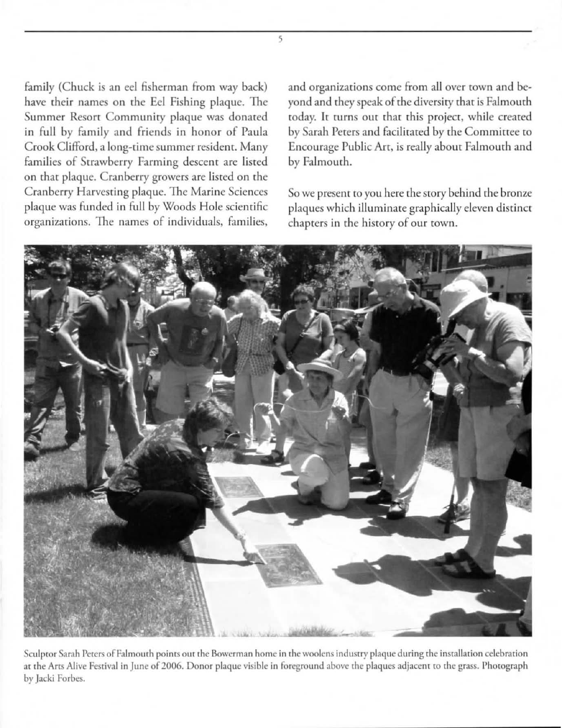family (Chuck is an eel fisherman from way back) have their names on the Eel Fishing plaque. The Summer Resort Community plaque was donated in full by family and friends in honor of Paula Crook Clifford, a long-time summer resident. Many families of Strawberry Farming descent are listed on that plaque. Cranberry growers are listed on the Cranberry Harvesting plaque. The Marine Sciences plaque was funded in full by Woods Hole scientific organizations. The names of individuals, families, and organizations come from all over town and beyond and they speak of the diversity that is Falmouth today. It turns out that this project, while created by Sarah Peters and facilitated by the Committee to Encourage Public Art, is really about Falmouth and by Falmouth.

So we present to you here the story behind the bronze plaques which illuminate graphically eleven distinct chapters in the history of our town.

Sculptor Sarah Peters of Falmouth points out the Bowerman home in the woolens industry plaque during the installation celebration at the Arts Alive Festival in June of 2006. Donor plaque visible in foreground above the plaques adjacent to the grass. Photograph by Jacki Forbes.